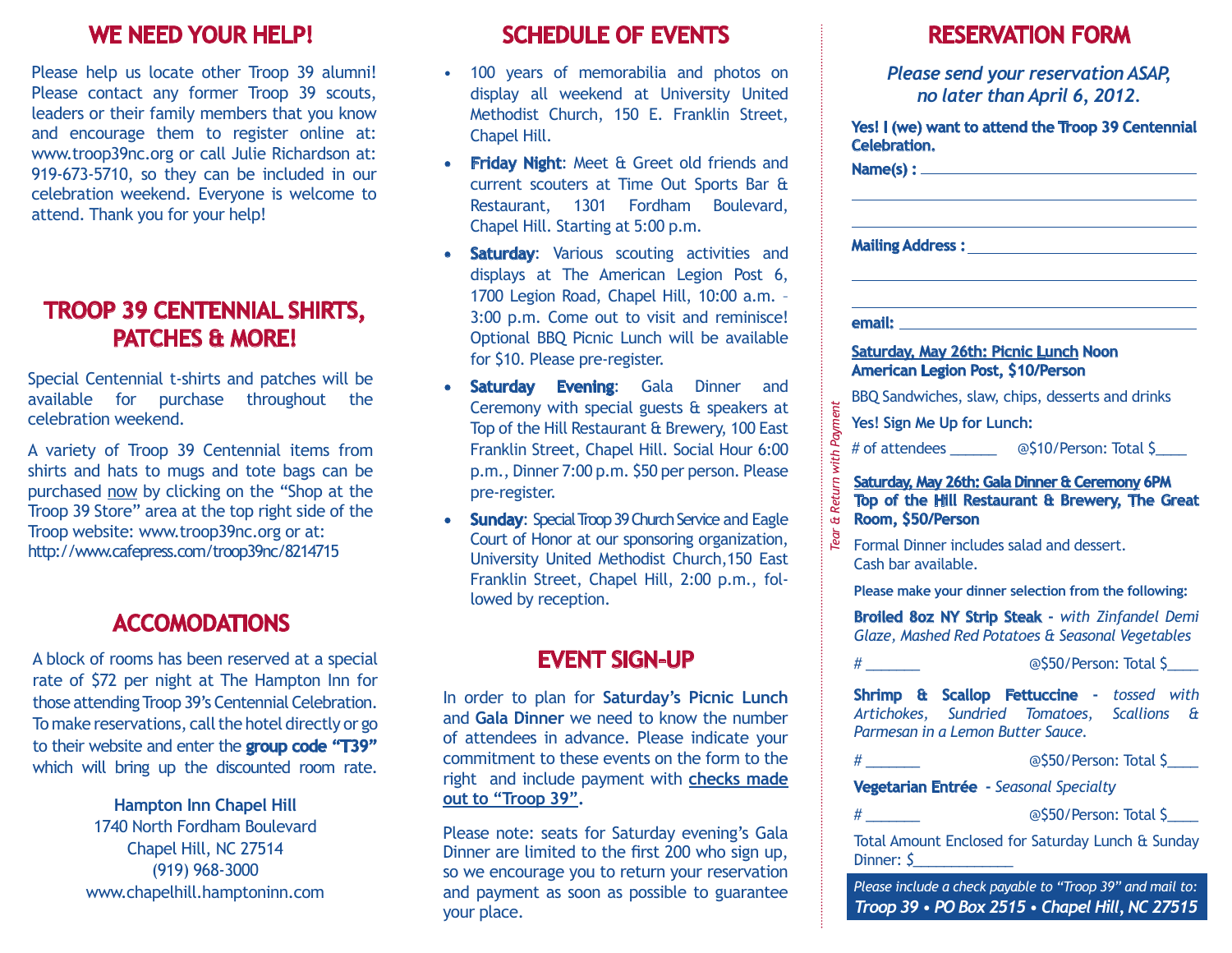## WE NEED YOUR HELP!

Please help us locate other Troop 39 alumni! Please contact any former Troop 39 scouts, leaders or their family members that you know and encourage them to register online at: www.troop39nc.org or call Julie Richardson at: 919-673-5710, so they can be included in our celebration weekend. Everyone is welcome to attend. Thank you for your help!

## TROOP 39 CENTENNIAL SHIRTS, PATCHES & MORE!

Special Centennial t-shirts and patches will be available for purchase throughout the celebration weekend.

A variety of Troop 39 Centennial items from shirts and hats to mugs and tote bags can be purchased now by clicking on the "Shop at the Troop 39 Store" area at the top right side of the Troop website: www.troop39nc.org or at: http://www.cafepress.com/troop39nc/8214715

## ACCOMODATIONS

A block of rooms has been reserved at a special rate of $72 per night at The Hampton Inn for those attending Troop 39's Centennial Celebration. To make reservations, call the hotel directly or go to their website and enter the **group code "T39"** which will bring up the discounted room rate.

**Hampton Inn Chapel Hill**
1740 North Fordham Boulevard
Chapel Hill, NC 27514
(919) 968-3000
www.chapelhill.hamptoninn.com

## SCHEDULE OF EVENTS

- 100 years of memorabilia and photos on display all weekend at University United Methodist Church, 150 E. Franklin Street, Chapel Hill.
- **Friday Night**: Meet & Greet old friends and current scouters at Time Out Sports Bar & Restaurant, 1301 Fordham Boulevard, Chapel Hill. Starting at 5:00 p.m.
- **Saturday**: Various scouting activities and displays at The American Legion Post 6, 1700 Legion Road, Chapel Hill, 10:00 a.m. – 3:00 p.m. Come out to visit and reminisce! Optional BBQ Picnic Lunch will be available for $10. Please pre-register.
- **Saturday Evening**: Gala Dinner and Ceremony with special guests & speakers at Top of the Hill Restaurant & Brewery, 100 East Franklin Street, Chapel Hill. Social Hour 6:00 p.m., Dinner 7:00 p.m. $50 per person. Please pre-register.
- **Sunday**: Special Troop 39 Church Service and Eagle Court of Honor at our sponsoring organization, University United Methodist Church,150 East Franklin Street, Chapel Hill, 2:00 p.m., followed by reception.

## EVENT SIGN-UP

In order to plan for **Saturday's Picnic Lunch** and **Gala Dinner** we need to know the number of attendees in advance. Please indicate your commitment to these events on the form to the right and include payment with **checks made out to "Troop 39"**.

Please note: seats for Saturday evening's Gala Dinner are limited to the first 200 who sign up, so we encourage you to return your reservation and payment as soon as possible to guarantee your place.

*Tear & Return with Payment*

## RESERVATION FORM

*Please send your reservation ASAP, no later than April 6, 2012.*

**Yes! I (we) want to attend the Troop 39 Centennial Celebration.**

**Name(s) :** ______________________________

______________________________

______________________________

**Mailing Address :** ______________________________

______________________________

______________________________

**email:** ______________________________

**Saturday, May 26th: Picnic Lunch Noon American Legion Post, $10/Person**

BBQ Sandwiches, slaw, chips, desserts and drinks

**Yes! Sign Me Up for Lunch:**

# of attendees ______ @$10/Person: Total $____

**Saturday, May 26th: Gala Dinner & Ceremony 6PM Top of the Hill Restaurant & Brewery, The Great Room, $50/Person**

Formal Dinner includes salad and dessert.
Cash bar available.

**Please make your dinner selection from the following:**

**Broiled 8oz NY Strip Steak** - *with Zinfandel Demi Glaze, Mashed Red Potatoes & Seasonal Vegetables*

# _______ @$50/Person: Total $____

**Shrimp & Scallop Fettuccine** - *tossed with Artichokes, Sundried Tomatoes, Scallions & Parmesan in a Lemon Butter Sauce.*

# _______ @$50/Person: Total $____

**Vegetarian Entrée** - *Seasonal Specialty*

# _______ @$50/Person: Total $____

Total Amount Enclosed for Saturday Lunch & Sunday Dinner: $____________

*Please include a check payable to "Troop 39" and mail to:*
***Troop 39 • PO Box 2515 • Chapel Hill, NC 27515***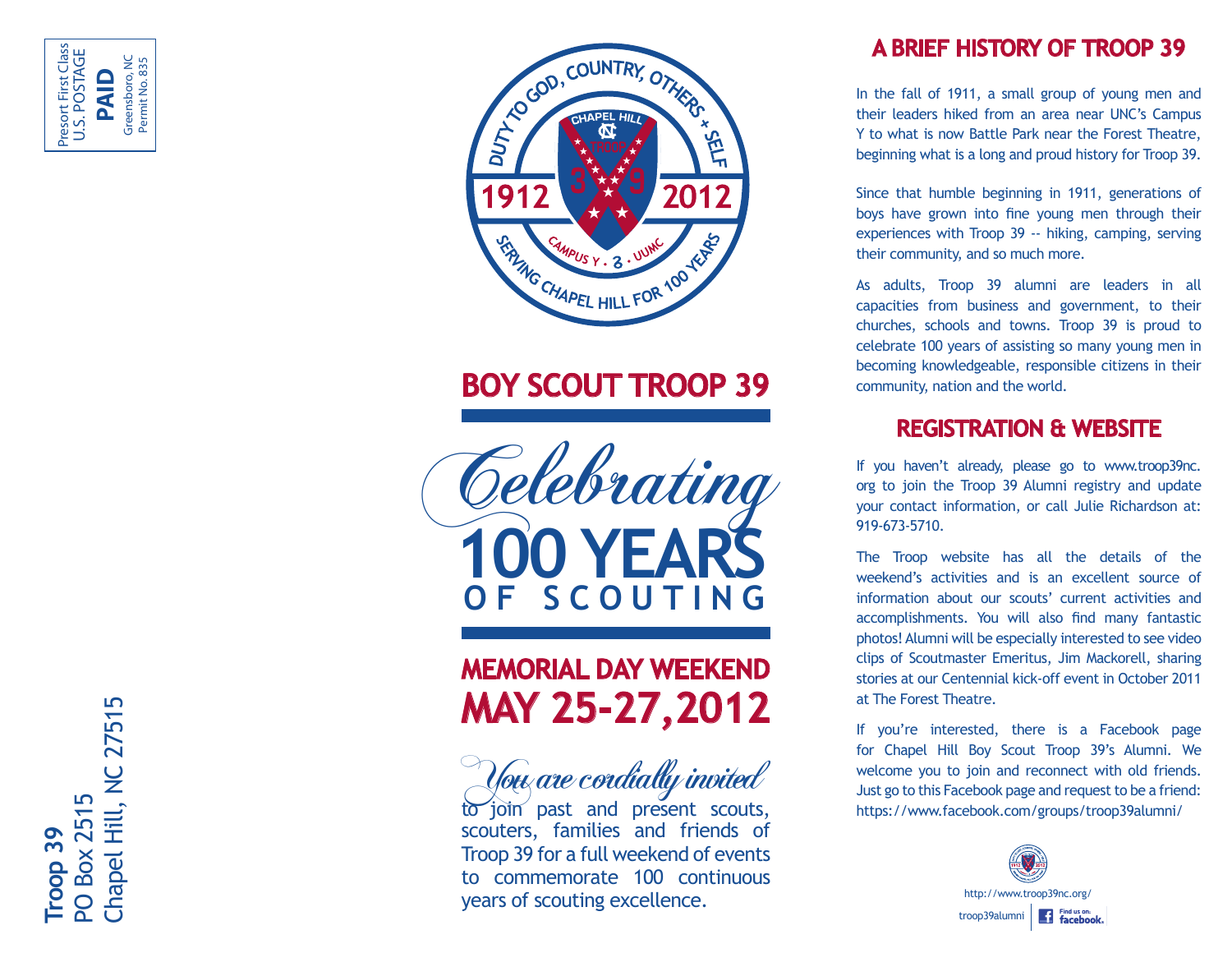Troop 39
PO Box 2515
Chapel Hill, NC 27515

Presort First Class
U.S. POSTAGE
**PAID**
Greensboro, NC
Permit No. 835

DUTY TO GOD, COUNTRY, OTHERS + SELF
CHAPEL HILL
TROOP
3 9
1912 2012
CAMPUS Y • 3 • UUMC
SERVING CHAPEL HILL FOR 100 YEARS

# BOY SCOUT TROOP 39

*Celebrating*

# 100 YEARS
## OF SCOUTING

## MEMORIAL DAY WEEKEND
## MAY 25-27, 2012

*You are cordially invited* to join past and present scouts, scouters, families and friends of Troop 39 for a full weekend of events to commemorate 100 continuous years of scouting excellence.

## A BRIEF HISTORY OF TROOP 39

In the fall of 1911, a small group of young men and their leaders hiked from an area near UNC's Campus Y to what is now Battle Park near the Forest Theatre, beginning what is a long and proud history for Troop 39.

Since that humble beginning in 1911, generations of boys have grown into fine young men through their experiences with Troop 39 -- hiking, camping, serving their community, and so much more.

As adults, Troop 39 alumni are leaders in all capacities from business and government, to their churches, schools and towns. Troop 39 is proud to celebrate 100 years of assisting so many young men in becoming knowledgeable, responsible citizens in their community, nation and the world.

## REGISTRATION & WEBSITE

If you haven't already, please go to www.troop39nc.org to join the Troop 39 Alumni registry and update your contact information, or call Julie Richardson at: 919-673-5710.

The Troop website has all the details of the weekend's activities and is an excellent source of information about our scouts' current activities and accomplishments. You will also find many fantastic photos! Alumni will be especially interested to see video clips of Scoutmaster Emeritus, Jim Mackorell, sharing stories at our Centennial kick-off event in October 2011 at The Forest Theatre.

If you're interested, there is a Facebook page for Chapel Hill Boy Scout Troop 39's Alumni. We welcome you to join and reconnect with old friends. Just go to this Facebook page and request to be a friend: https://www.facebook.com/groups/troop39alumni/

http://www.troop39nc.org/

troop39alumni | Find us on: facebook.